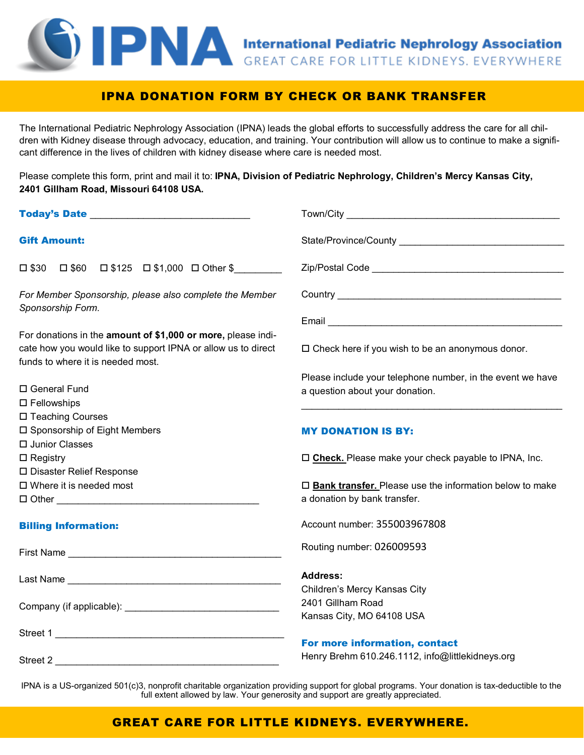# IPNA International Pediatric Nephrology Association

GREAT CARE FOR LITTLE KIDNEYS. EVERYWHERE

## IPNA DONATION FORM BY CHECK OR BANK TRANSFER

The International Pediatric Nephrology Association (IPNA) leads the global efforts to successfully address the care for all children with Kidney disease through advocacy, education, and training. Your contribution will allow us to continue to make a significant difference in the lives of children with kidney disease where care is needed most.

Please complete this form, print and mail it to: **IPNA, Division of Pediatric Nephrology, Children's Mercy Kansas City, 2401 Gillham Road, Missouri 64108 USA.**

**Today's Date** ______________________________

**Gift Amount:**

☐ $30 ☐ $60 ☐ $125 ☐ $1,000 ☐ Other $_________

*For Member Sponsorship, please also complete the Member Sponsorship Form.*

For donations in the **amount of $1,000 or more,** please indicate how you would like to support IPNA or allow us to direct funds to where it is needed most.

☐ General Fund
☐ Fellowships
☐ Teaching Courses
☐ Sponsorship of Eight Members
☐ Junior Classes
☐ Registry
☐ Disaster Relief Response
☐ Where it is needed most
☐ Other ______________________________________

**Billing Information:**

First Name ________________________________________

Last Name ________________________________________

Company (if applicable): _____________________________

Street 1 ___________________________________________

Street 2 ___________________________________________

Town/City __________________________________________

State/Province/County _______________________________

Zip/Postal Code _____________________________________

Country ____________________________________________

Email ______________________________________________

☐ Check here if you wish to be an anonymous donor.

Please include your telephone number, in the event we have a question about your donation.

_____________________________________________________

**MY DONATION IS BY:**

☐ **Check.** Please make your check payable to IPNA, Inc.

☐ **Bank transfer.** Please use the information below to make a donation by bank transfer.

Account number: 355003967808

Routing number: 026009593

**Address:**
Children's Mercy Kansas City
2401 Gillham Road
Kansas City, MO 64108 USA

**For more information, contact**
Henry Brehm 610.246.1112, info@littlekidneys.org

IPNA is a US-organized 501(c)3, nonprofit charitable organization providing support for global programs. Your donation is tax-deductible to the full extent allowed by law. Your generosity and support are greatly appreciated.

**GREAT CARE FOR LITTLE KIDNEYS. EVERYWHERE.**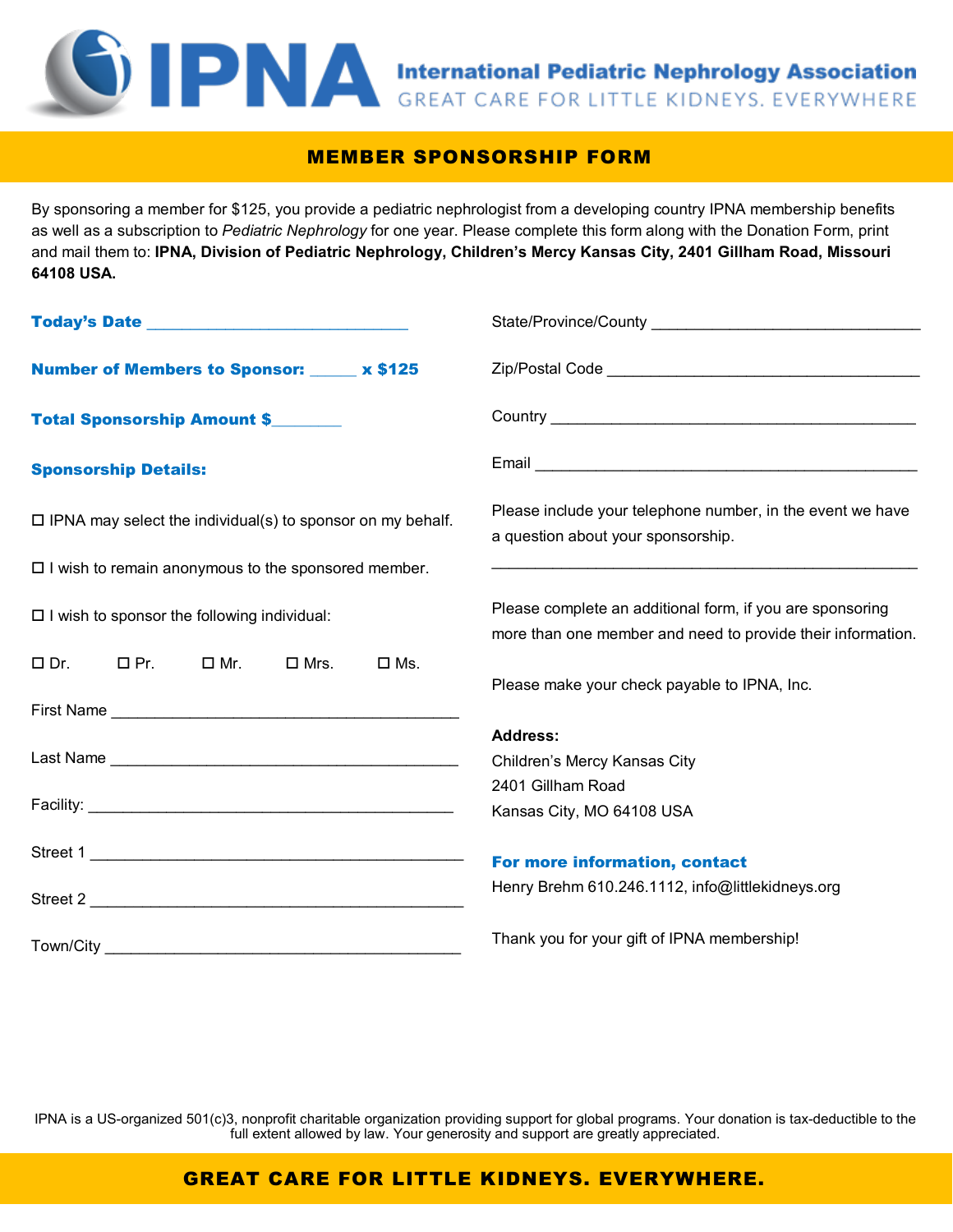# IPNA International Pediatric Nephrology Association

GREAT CARE FOR LITTLE KIDNEYS. EVERYWHERE

## MEMBER SPONSORSHIP FORM

By sponsoring a member for $125, you provide a pediatric nephrologist from a developing country IPNA membership benefits as well as a subscription to *Pediatric Nephrology* for one year. Please complete this form along with the Donation Form, print and mail them to: **IPNA, Division of Pediatric Nephrology, Children's Mercy Kansas City, 2401 Gillham Road, Missouri 64108 USA.**

**Today's Date** ______________________________

**Number of Members to Sponsor:** _____ **x $125**

**Total Sponsorship Amount $**________

**Sponsorship Details:**

☐ IPNA may select the individual(s) to sponsor on my behalf.

☐ I wish to remain anonymous to the sponsored member.

☐ I wish to sponsor the following individual:

☐ Dr. ☐ Pr. ☐ Mr. ☐ Mrs. ☐ Ms.

First Name ________________________________________

Last Name ________________________________________

Facility: ____________________________________________

Street 1 ____________________________________________

Street 2 ____________________________________________

Town/City __________________________________________

State/Province/County ______________________________

Zip/Postal Code ____________________________________

Country ___________________________________________

Email _____________________________________________

Please include your telephone number, in the event we have a question about your sponsorship.

__________________________________________________

Please complete an additional form, if you are sponsoring more than one member and need to provide their information.

Please make your check payable to IPNA, Inc.

**Address:**
Children's Mercy Kansas City
2401 Gillham Road
Kansas City, MO 64108 USA

**For more information, contact**
Henry Brehm 610.246.1112, info@littlekidneys.org

Thank you for your gift of IPNA membership!

IPNA is a US-organized 501(c)3, nonprofit charitable organization providing support for global programs. Your donation is tax-deductible to the full extent allowed by law. Your generosity and support are greatly appreciated.

**GREAT CARE FOR LITTLE KIDNEYS. EVERYWHERE.**